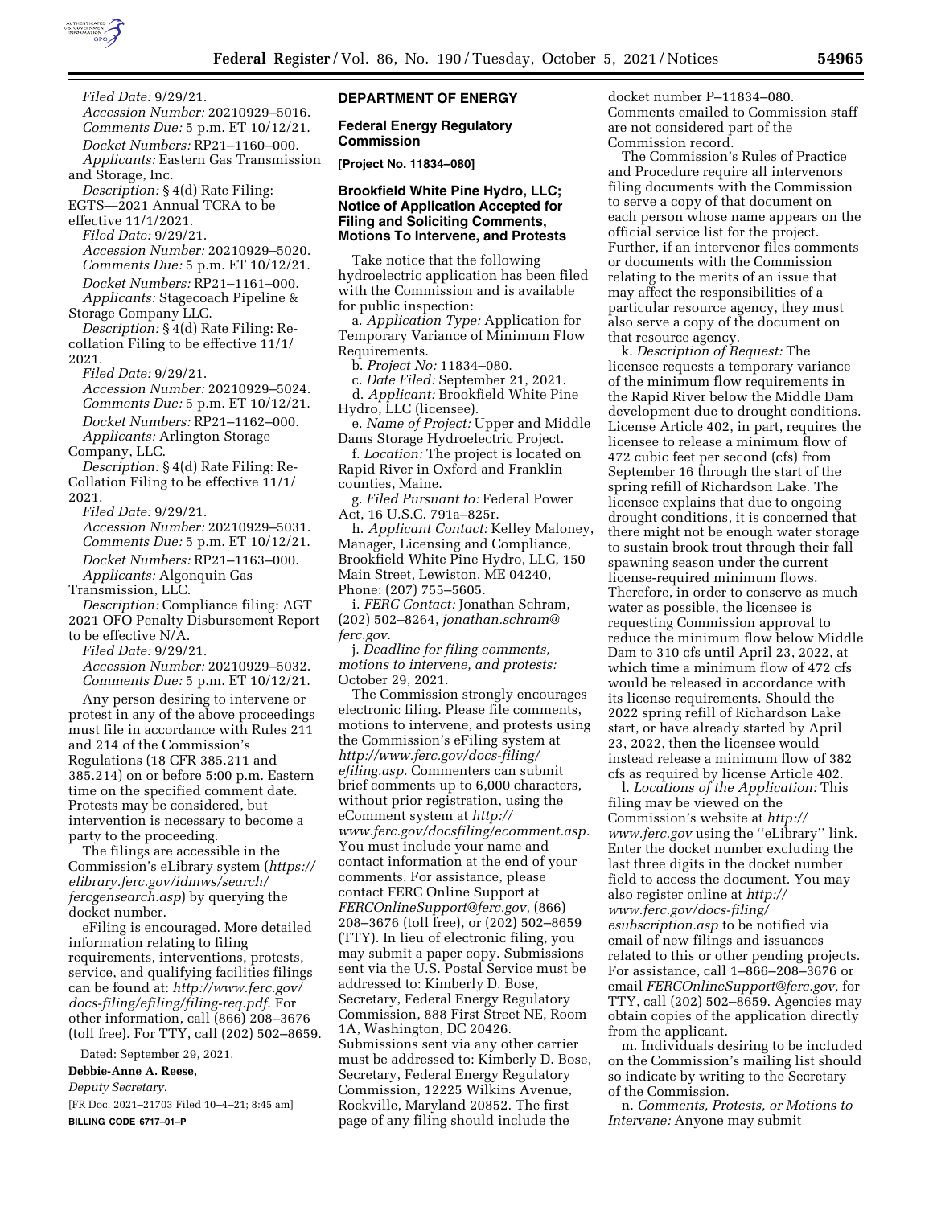*Filed Date:* 9/29/21.

*Accession Number:* 20210929–5016.

*Comments Due:* 5 p.m. ET 10/12/21.

*Docket Numbers:* RP21–1160–000.

*Applicants:* Eastern Gas Transmission and Storage, Inc.

*Description:* § 4(d) Rate Filing: EGTS—2021 Annual TCRA to be effective 11/1/2021.

*Filed Date:* 9/29/21.

*Accession Number:* 20210929–5020.

*Comments Due:* 5 p.m. ET 10/12/21.

*Docket Numbers:* RP21–1161–000.

*Applicants:* Stagecoach Pipeline & Storage Company LLC.

*Description:* § 4(d) Rate Filing: Re-collation Filing to be effective 11/1/2021.

*Filed Date:* 9/29/21.

*Accession Number:* 20210929–5024.

*Comments Due:* 5 p.m. ET 10/12/21.

*Docket Numbers:* RP21–1162–000.

*Applicants:* Arlington Storage Company, LLC.

*Description:* § 4(d) Rate Filing: Re-Collation Filing to be effective 11/1/2021.

*Filed Date:* 9/29/21.

*Accession Number:* 20210929–5031.

*Comments Due:* 5 p.m. ET 10/12/21.

*Docket Numbers:* RP21–1163–000.

*Applicants:* Algonquin Gas Transmission, LLC.

*Description:* Compliance filing: AGT 2021 OFO Penalty Disbursement Report to be effective N/A.

*Filed Date:* 9/29/21.

*Accession Number:* 20210929–5032.

*Comments Due:* 5 p.m. ET 10/12/21.

Any person desiring to intervene or protest in any of the above proceedings must file in accordance with Rules 211 and 214 of the Commission's Regulations (18 CFR 385.211 and 385.214) on or before 5:00 p.m. Eastern time on the specified comment date. Protests may be considered, but intervention is necessary to become a party to the proceeding.

The filings are accessible in the Commission's eLibrary system (*https://elibrary.ferc.gov/idmws/search/fercgensearch.asp*) by querying the docket number.

eFiling is encouraged. More detailed information relating to filing requirements, interventions, protests, service, and qualifying facilities filings can be found at: *http://www.ferc.gov/docs-filing/efiling/filing-req.pdf.* For other information, call (866) 208–3676 (toll free). For TTY, call (202) 502–8659.

Dated: September 29, 2021.

**Debbie-Anne A. Reese,**

*Deputy Secretary.*

[FR Doc. 2021–21703 Filed 10–4–21; 8:45 am]

**BILLING CODE 6717–01–P**

## DEPARTMENT OF ENERGY

### Federal Energy Regulatory Commission

**[Project No. 11834–080]**

### Brookfield White Pine Hydro, LLC; Notice of Application Accepted for Filing and Soliciting Comments, Motions To Intervene, and Protests

Take notice that the following hydroelectric application has been filed with the Commission and is available for public inspection:

a. *Application Type:* Application for Temporary Variance of Minimum Flow Requirements.

b. *Project No:* 11834–080.

c. *Date Filed:* September 21, 2021.

d. *Applicant:* Brookfield White Pine Hydro, LLC (licensee).

e. *Name of Project:* Upper and Middle Dams Storage Hydroelectric Project.

f. *Location:* The project is located on Rapid River in Oxford and Franklin counties, Maine.

g. *Filed Pursuant to:* Federal Power Act, 16 U.S.C. 791a–825r.

h. *Applicant Contact:* Kelley Maloney, Manager, Licensing and Compliance, Brookfield White Pine Hydro, LLC, 150 Main Street, Lewiston, ME 04240, Phone: (207) 755–5605.

i. *FERC Contact:* Jonathan Schram, (202) 502–8264, *jonathan.schram@ferc.gov.*

j. *Deadline for filing comments, motions to intervene, and protests:* October 29, 2021.

The Commission strongly encourages electronic filing. Please file comments, motions to intervene, and protests using the Commission's eFiling system at *http://www.ferc.gov/docs-filing/efiling.asp.* Commenters can submit brief comments up to 6,000 characters, without prior registration, using the eComment system at *http://www.ferc.gov/docsfiling/ecomment.asp.* You must include your name and contact information at the end of your comments. For assistance, please contact FERC Online Support at *FERCOnlineSupport@ferc.gov,* (866) 208–3676 (toll free), or (202) 502–8659 (TTY). In lieu of electronic filing, you may submit a paper copy. Submissions sent via the U.S. Postal Service must be addressed to: Kimberly D. Bose, Secretary, Federal Energy Regulatory Commission, 888 First Street NE, Room 1A, Washington, DC 20426. Submissions sent via any other carrier must be addressed to: Kimberly D. Bose, Secretary, Federal Energy Regulatory Commission, 12225 Wilkins Avenue, Rockville, Maryland 20852. The first page of any filing should include the docket number P–11834–080. Comments emailed to Commission staff are not considered part of the Commission record.

The Commission's Rules of Practice and Procedure require all intervenors filing documents with the Commission to serve a copy of that document on each person whose name appears on the official service list for the project. Further, if an intervenor files comments or documents with the Commission relating to the merits of an issue that may affect the responsibilities of a particular resource agency, they must also serve a copy of the document on that resource agency.

k. *Description of Request:* The licensee requests a temporary variance of the minimum flow requirements in the Rapid River below the Middle Dam development due to drought conditions. License Article 402, in part, requires the licensee to release a minimum flow of 472 cubic feet per second (cfs) from September 16 through the start of the spring refill of Richardson Lake. The licensee explains that due to ongoing drought conditions, it is concerned that there might not be enough water storage to sustain brook trout through their fall spawning season under the current license-required minimum flows. Therefore, in order to conserve as much water as possible, the licensee is requesting Commission approval to reduce the minimum flow below Middle Dam to 310 cfs until April 23, 2022, at which time a minimum flow of 472 cfs would be released in accordance with its license requirements. Should the 2022 spring refill of Richardson Lake start, or have already started by April 23, 2022, then the licensee would instead release a minimum flow of 382 cfs as required by license Article 402.

l. *Locations of the Application:* This filing may be viewed on the Commission's website at *http://www.ferc.gov* using the ''eLibrary'' link. Enter the docket number excluding the last three digits in the docket number field to access the document. You may also register online at *http://www.ferc.gov/docs-filing/esubscription.asp* to be notified via email of new filings and issuances related to this or other pending projects. For assistance, call 1–866–208–3676 or email *FERCOnlineSupport@ferc.gov,* for TTY, call (202) 502–8659. Agencies may obtain copies of the application directly from the applicant.

m. Individuals desiring to be included on the Commission's mailing list should so indicate by writing to the Secretary of the Commission.

n. *Comments, Protests, or Motions to Intervene:* Anyone may submit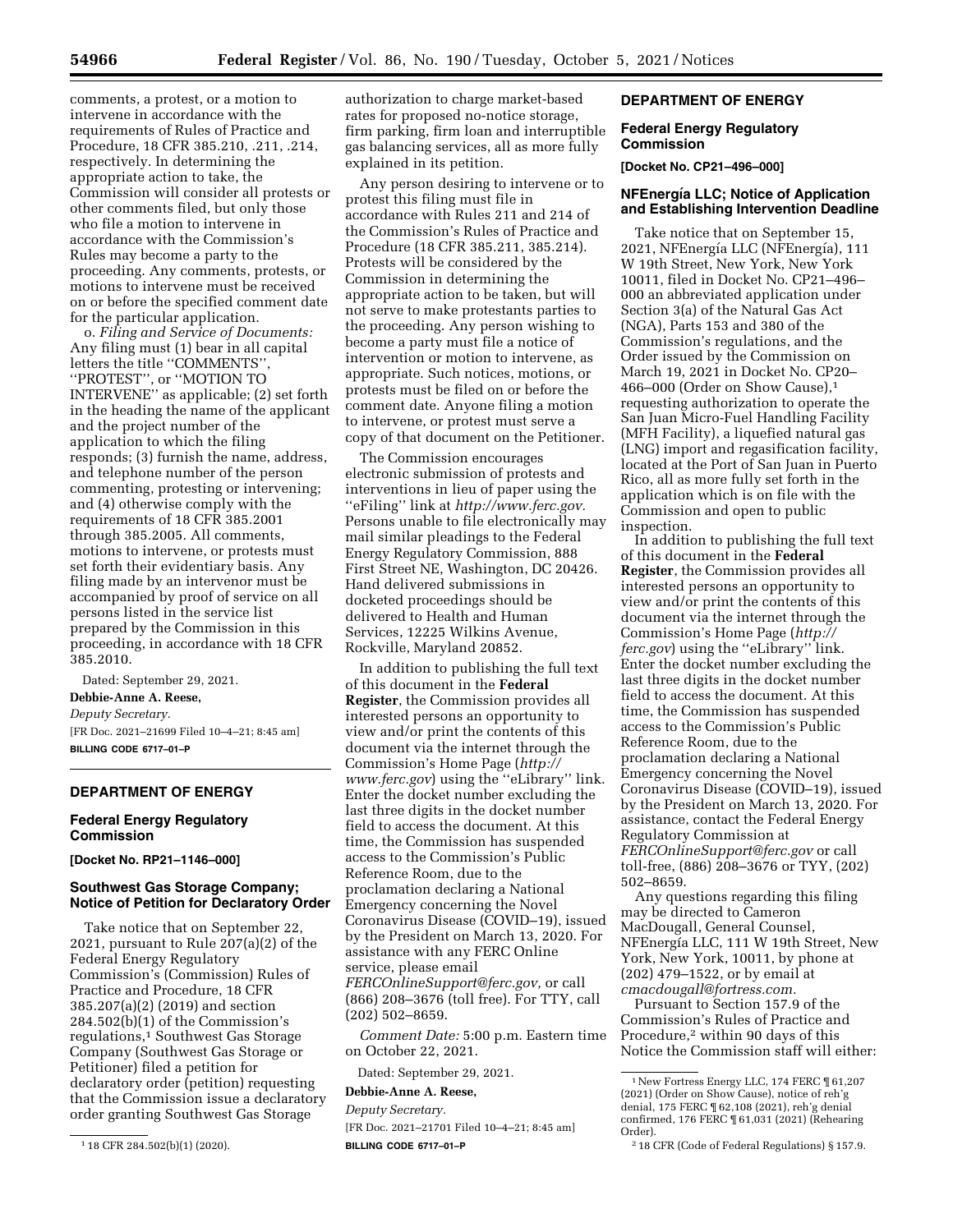comments, a protest, or a motion to intervene in accordance with the requirements of Rules of Practice and Procedure, 18 CFR 385.210, .211, .214, respectively. In determining the appropriate action to take, the Commission will consider all protests or other comments filed, but only those who file a motion to intervene in accordance with the Commission's Rules may become a party to the proceeding. Any comments, protests, or motions to intervene must be received on or before the specified comment date for the particular application.

o. *Filing and Service of Documents:* Any filing must (1) bear in all capital letters the title ''COMMENTS'', ''PROTEST'', or ''MOTION TO INTERVENE'' as applicable; (2) set forth in the heading the name of the applicant and the project number of the application to which the filing responds; (3) furnish the name, address, and telephone number of the person commenting, protesting or intervening; and (4) otherwise comply with the requirements of 18 CFR 385.2001 through 385.2005. All comments, motions to intervene, or protests must set forth their evidentiary basis. Any filing made by an intervenor must be accompanied by proof of service on all persons listed in the service list prepared by the Commission in this proceeding, in accordance with 18 CFR 385.2010.

Dated: September 29, 2021.

**Debbie-Anne A. Reese,**

*Deputy Secretary.*

[FR Doc. 2021–21699 Filed 10–4–21; 8:45 am]

**BILLING CODE 6717–01–P**

## DEPARTMENT OF ENERGY

### Federal Energy Regulatory Commission

**[Docket No. RP21–1146–000]**

### Southwest Gas Storage Company; Notice of Petition for Declaratory Order

Take notice that on September 22, 2021, pursuant to Rule 207(a)(2) of the Federal Energy Regulatory Commission's (Commission) Rules of Practice and Procedure, 18 CFR 385.207(a)(2) (2019) and section 284.502(b)(1) of the Commission's regulations,[1] Southwest Gas Storage Company (Southwest Gas Storage or Petitioner) filed a petition for declaratory order (petition) requesting that the Commission issue a declaratory order granting Southwest Gas Storage authorization to charge market-based rates for proposed no-notice storage, firm parking, firm loan and interruptible gas balancing services, all as more fully explained in its petition.

[1] 18 CFR 284.502(b)(1) (2020).

Any person desiring to intervene or to protest this filing must file in accordance with Rules 211 and 214 of the Commission's Rules of Practice and Procedure (18 CFR 385.211, 385.214). Protests will be considered by the Commission in determining the appropriate action to be taken, but will not serve to make protestants parties to the proceeding. Any person wishing to become a party must file a notice of intervention or motion to intervene, as appropriate. Such notices, motions, or protests must be filed on or before the comment date. Anyone filing a motion to intervene, or protest must serve a copy of that document on the Petitioner.

The Commission encourages electronic submission of protests and interventions in lieu of paper using the ''eFiling'' link at *http://www.ferc.gov.* Persons unable to file electronically may mail similar pleadings to the Federal Energy Regulatory Commission, 888 First Street NE, Washington, DC 20426. Hand delivered submissions in docketed proceedings should be delivered to Health and Human Services, 12225 Wilkins Avenue, Rockville, Maryland 20852.

In addition to publishing the full text of this document in the **Federal Register**, the Commission provides all interested persons an opportunity to view and/or print the contents of this document via the internet through the Commission's Home Page (*http://www.ferc.gov*) using the ''eLibrary'' link. Enter the docket number excluding the last three digits in the docket number field to access the document. At this time, the Commission has suspended access to the Commission's Public Reference Room, due to the proclamation declaring a National Emergency concerning the Novel Coronavirus Disease (COVID–19), issued by the President on March 13, 2020. For assistance with any FERC Online service, please email *FERCOnlineSupport@ferc.gov,* or call (866) 208–3676 (toll free). For TTY, call (202) 502–8659.

*Comment Date:* 5:00 p.m. Eastern time on October 22, 2021.

Dated: September 29, 2021.

**Debbie-Anne A. Reese,**

*Deputy Secretary.*

[FR Doc. 2021–21701 Filed 10–4–21; 8:45 am]

**BILLING CODE 6717–01–P**

## DEPARTMENT OF ENERGY

### Federal Energy Regulatory Commission

**[Docket No. CP21–496–000]**

### NFEnergía LLC; Notice of Application and Establishing Intervention Deadline

Take notice that on September 15, 2021, NFEnergía LLC (NFEnergía), 111 W 19th Street, New York, New York 10011, filed in Docket No. CP21–496–000 an abbreviated application under Section 3(a) of the Natural Gas Act (NGA), Parts 153 and 380 of the Commission's regulations, and the Order issued by the Commission on March 19, 2021 in Docket No. CP20–466–000 (Order on Show Cause),[1] requesting authorization to operate the San Juan Micro-Fuel Handling Facility (MFH Facility), a liquefied natural gas (LNG) import and regasification facility, located at the Port of San Juan in Puerto Rico, all as more fully set forth in the application which is on file with the Commission and open to public inspection.

In addition to publishing the full text of this document in the **Federal Register**, the Commission provides all interested persons an opportunity to view and/or print the contents of this document via the internet through the Commission's Home Page (*http://ferc.gov*) using the ''eLibrary'' link. Enter the docket number excluding the last three digits in the docket number field to access the document. At this time, the Commission has suspended access to the Commission's Public Reference Room, due to the proclamation declaring a National Emergency concerning the Novel Coronavirus Disease (COVID–19), issued by the President on March 13, 2020. For assistance, contact the Federal Energy Regulatory Commission at *FERCOnlineSupport@ferc.gov* or call toll-free, (886) 208–3676 or TYY, (202) 502–8659.

Any questions regarding this filing may be directed to Cameron MacDougall, General Counsel, NFEnergía LLC, 111 W 19th Street, New York, New York, 10011, by phone at (202) 479–1522, or by email at *cmacdougall@fortress.com.*

Pursuant to Section 157.9 of the Commission's Rules of Practice and Procedure,[2] within 90 days of this Notice the Commission staff will either:

[1] New Fortress Energy LLC, 174 FERC ¶ 61,207 (2021) (Order on Show Cause), notice of reh'g denial, 175 FERC ¶ 62,108 (2021), reh'g denial confirmed, 176 FERC ¶ 61,031 (2021) (Rehearing Order).

[2] 18 CFR (Code of Federal Regulations) § 157.9.